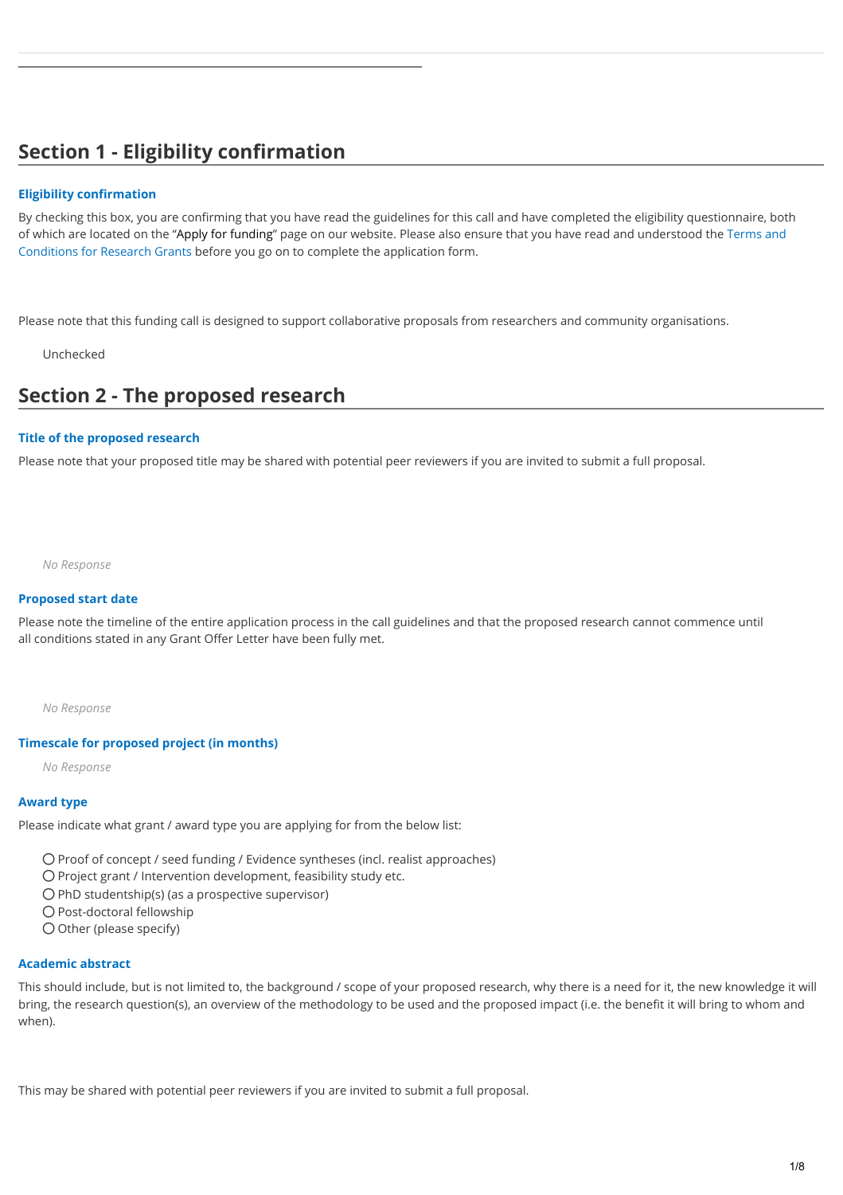## Section 1 - Eligibility confirmation

**Eligibility confirmation**

By checking this box, you are confirming that you have read the guidelines for this call and have completed the eligibility questionnaire, both of which are located on the "Apply for funding" page on our website. Please also ensure that you have read and understood the Terms and Conditions for Research Grants before you go on to complete the application form.

Please note that this funding call is designed to support collaborative proposals from researchers and community organisations.

Unchecked

## Section 2 - The proposed research

**Title of the proposed research**

Please note that your proposed title may be shared with potential peer reviewers if you are invited to submit a full proposal.

*No Response*

**Proposed start date**

Please note the timeline of the entire application process in the call guidelines and that the proposed research cannot commence until all conditions stated in any Grant Offer Letter have been fully met.

*No Response*

**Timescale for proposed project (in months)**

*No Response*

**Award type**

Please indicate what grant / award type you are applying for from the below list:

- ○ Proof of concept / seed funding / Evidence syntheses (incl. realist approaches)
- ○ Project grant / Intervention development, feasibility study etc.
- ○ PhD studentship(s) (as a prospective supervisor)
- ○ Post-doctoral fellowship
- ○ Other (please specify)

**Academic abstract**

This should include, but is not limited to, the background / scope of your proposed research, why there is a need for it, the new knowledge it will bring, the research question(s), an overview of the methodology to be used and the proposed impact (i.e. the benefit it will bring to whom and when).

This may be shared with potential peer reviewers if you are invited to submit a full proposal.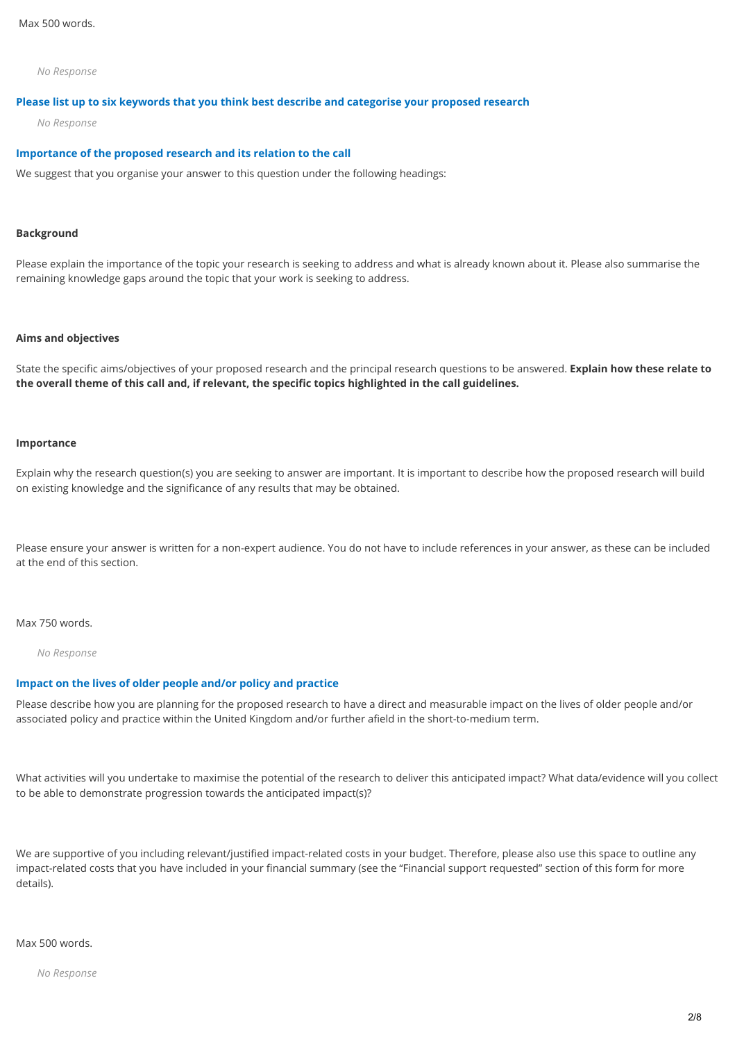Max 500 words.

*No Response*

## Please list up to six keywords that you think best describe and categorise your proposed research

*No Response*

## Importance of the proposed research and its relation to the call

We suggest that you organise your answer to this question under the following headings:

**Background**

Please explain the importance of the topic your research is seeking to address and what is already known about it. Please also summarise the remaining knowledge gaps around the topic that your work is seeking to address.

**Aims and objectives**

State the specific aims/objectives of your proposed research and the principal research questions to be answered. **Explain how these relate to the overall theme of this call and, if relevant, the specific topics highlighted in the call guidelines.**

**Importance**

Explain why the research question(s) you are seeking to answer are important. It is important to describe how the proposed research will build on existing knowledge and the significance of any results that may be obtained.

Please ensure your answer is written for a non-expert audience. You do not have to include references in your answer, as these can be included at the end of this section.

Max 750 words.

*No Response*

## Impact on the lives of older people and/or policy and practice

Please describe how you are planning for the proposed research to have a direct and measurable impact on the lives of older people and/or associated policy and practice within the United Kingdom and/or further afield in the short-to-medium term.

What activities will you undertake to maximise the potential of the research to deliver this anticipated impact? What data/evidence will you collect to be able to demonstrate progression towards the anticipated impact(s)?

We are supportive of you including relevant/justified impact-related costs in your budget. Therefore, please also use this space to outline any impact-related costs that you have included in your financial summary (see the "Financial support requested" section of this form for more details).

Max 500 words.

*No Response*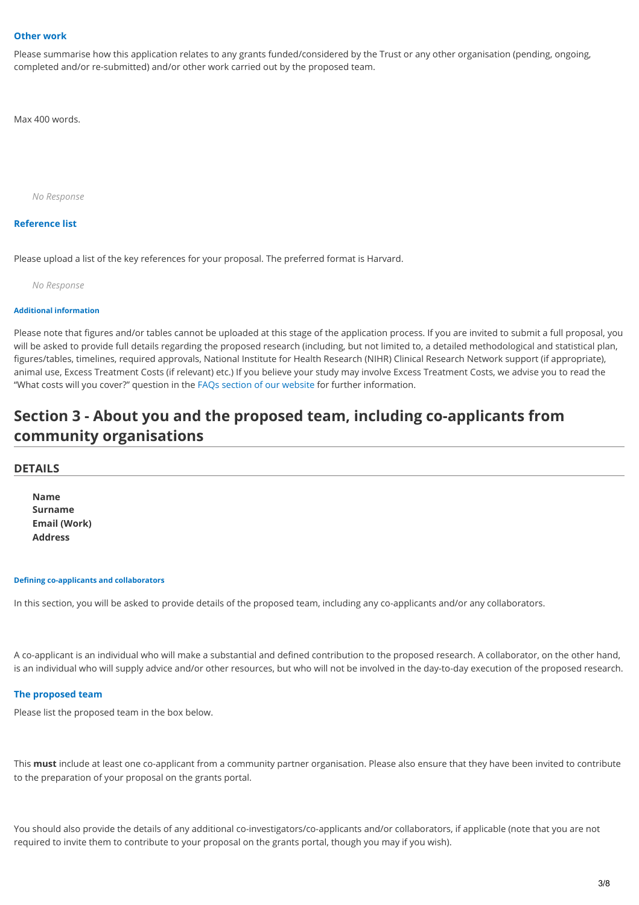### Other work

Please summarise how this application relates to any grants funded/considered by the Trust or any other organisation (pending, ongoing, completed and/or re-submitted) and/or other work carried out by the proposed team.

Max 400 words.

*No Response*

### Reference list

Please upload a list of the key references for your proposal. The preferred format is Harvard.

*No Response*

#### Additional information

Please note that figures and/or tables cannot be uploaded at this stage of the application process. If you are invited to submit a full proposal, you will be asked to provide full details regarding the proposed research (including, but not limited to, a detailed methodological and statistical plan, figures/tables, timelines, required approvals, National Institute for Health Research (NIHR) Clinical Research Network support (if appropriate), animal use, Excess Treatment Costs (if relevant) etc.) If you believe your study may involve Excess Treatment Costs, we advise you to read the "What costs will you cover?" question in the FAQs section of our website for further information.

# Section 3 - About you and the proposed team, including co-applicants from community organisations

## DETAILS

**Name**
**Surname**
**Email (Work)**
**Address**

#### Defining co-applicants and collaborators

In this section, you will be asked to provide details of the proposed team, including any co-applicants and/or any collaborators.

A co-applicant is an individual who will make a substantial and defined contribution to the proposed research. A collaborator, on the other hand, is an individual who will supply advice and/or other resources, but who will not be involved in the day-to-day execution of the proposed research.

### The proposed team

Please list the proposed team in the box below.

This **must** include at least one co-applicant from a community partner organisation. Please also ensure that they have been invited to contribute to the preparation of your proposal on the grants portal.

You should also provide the details of any additional co-investigators/co-applicants and/or collaborators, if applicable (note that you are not required to invite them to contribute to your proposal on the grants portal, though you may if you wish).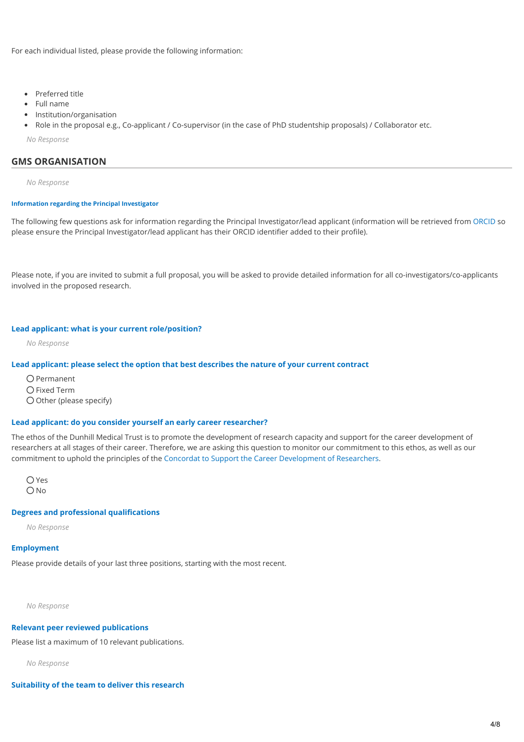For each individual listed, please provide the following information:

- Preferred title
- Full name
- Institution/organisation
- Role in the proposal e.g., Co-applicant / Co-supervisor (in the case of PhD studentship proposals) / Collaborator etc.

*No Response*

## GMS ORGANISATION

*No Response*

#### Information regarding the Principal Investigator

The following few questions ask for information regarding the Principal Investigator/lead applicant (information will be retrieved from ORCID so please ensure the Principal Investigator/lead applicant has their ORCID identifier added to their profile).

Please note, if you are invited to submit a full proposal, you will be asked to provide detailed information for all co-investigators/co-applicants involved in the proposed research.

### Lead applicant: what is your current role/position?

*No Response*

### Lead applicant: please select the option that best describes the nature of your current contract

- ○ Permanent
- ○ Fixed Term
- ○ Other (please specify)

### Lead applicant: do you consider yourself an early career researcher?

The ethos of the Dunhill Medical Trust is to promote the development of research capacity and support for the career development of researchers at all stages of their career. Therefore, we are asking this question to monitor our commitment to this ethos, as well as our commitment to uphold the principles of the Concordat to Support the Career Development of Researchers.

- ○ Yes
- ○ No

### Degrees and professional qualifications

*No Response*

### Employment

Please provide details of your last three positions, starting with the most recent.

*No Response*

### Relevant peer reviewed publications

Please list a maximum of 10 relevant publications.

*No Response*

### Suitability of the team to deliver this research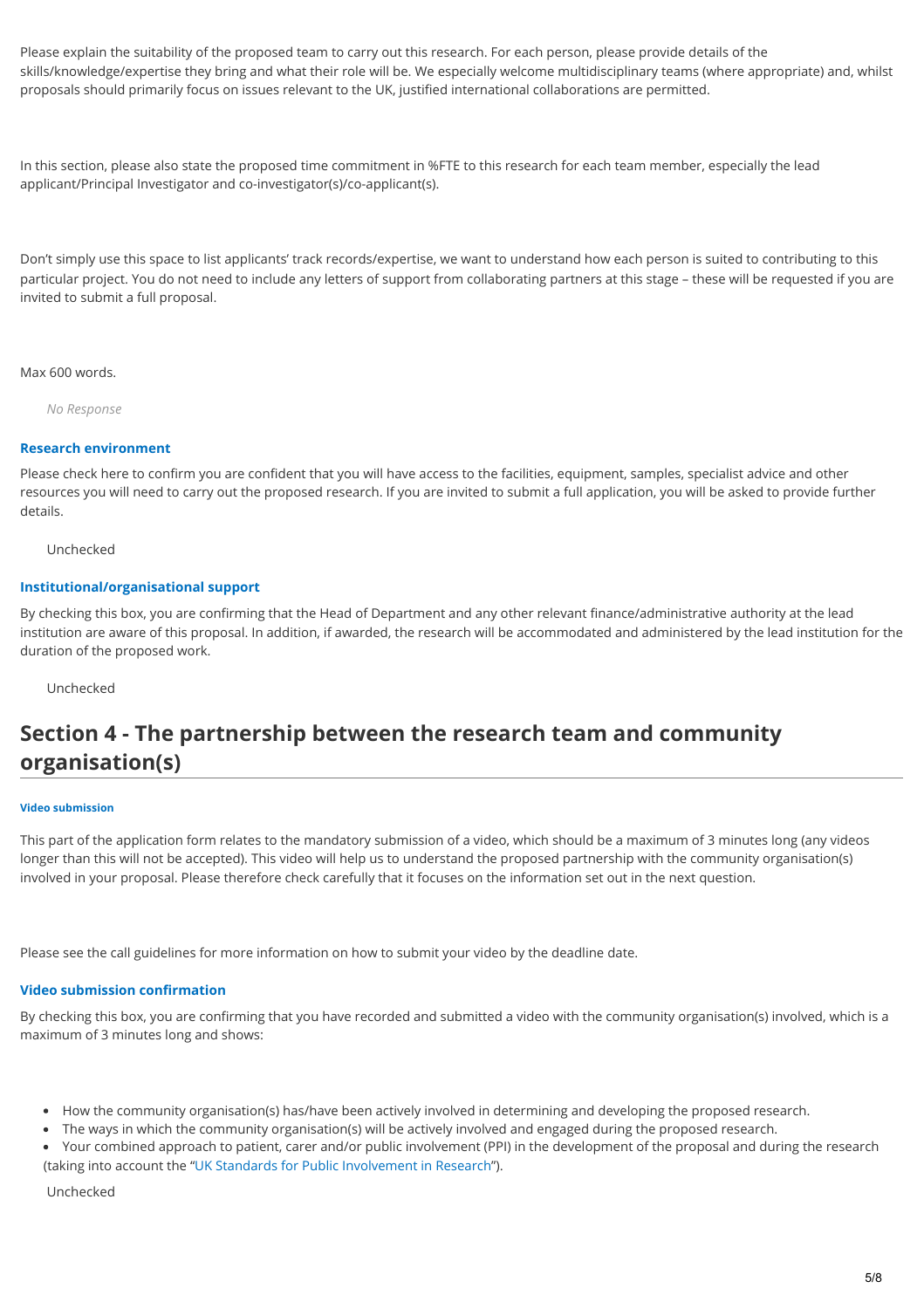Please explain the suitability of the proposed team to carry out this research. For each person, please provide details of the skills/knowledge/expertise they bring and what their role will be. We especially welcome multidisciplinary teams (where appropriate) and, whilst proposals should primarily focus on issues relevant to the UK, justified international collaborations are permitted.

In this section, please also state the proposed time commitment in %FTE to this research for each team member, especially the lead applicant/Principal Investigator and co-investigator(s)/co-applicant(s).

Don't simply use this space to list applicants' track records/expertise, we want to understand how each person is suited to contributing to this particular project. You do not need to include any letters of support from collaborating partners at this stage – these will be requested if you are invited to submit a full proposal.

Max 600 words.

*No Response*

### Research environment

Please check here to confirm you are confident that you will have access to the facilities, equipment, samples, specialist advice and other resources you will need to carry out the proposed research. If you are invited to submit a full application, you will be asked to provide further details.

Unchecked

### Institutional/organisational support

By checking this box, you are confirming that the Head of Department and any other relevant finance/administrative authority at the lead institution are aware of this proposal. In addition, if awarded, the research will be accommodated and administered by the lead institution for the duration of the proposed work.

Unchecked

## Section 4 - The partnership between the research team and community organisation(s)

#### Video submission

This part of the application form relates to the mandatory submission of a video, which should be a maximum of 3 minutes long (any videos longer than this will not be accepted). This video will help us to understand the proposed partnership with the community organisation(s) involved in your proposal. Please therefore check carefully that it focuses on the information set out in the next question.

Please see the call guidelines for more information on how to submit your video by the deadline date.

### Video submission confirmation

By checking this box, you are confirming that you have recorded and submitted a video with the community organisation(s) involved, which is a maximum of 3 minutes long and shows:

- How the community organisation(s) has/have been actively involved in determining and developing the proposed research.
- The ways in which the community organisation(s) will be actively involved and engaged during the proposed research.
- Your combined approach to patient, carer and/or public involvement (PPI) in the development of the proposal and during the research (taking into account the "UK Standards for Public Involvement in Research").

Unchecked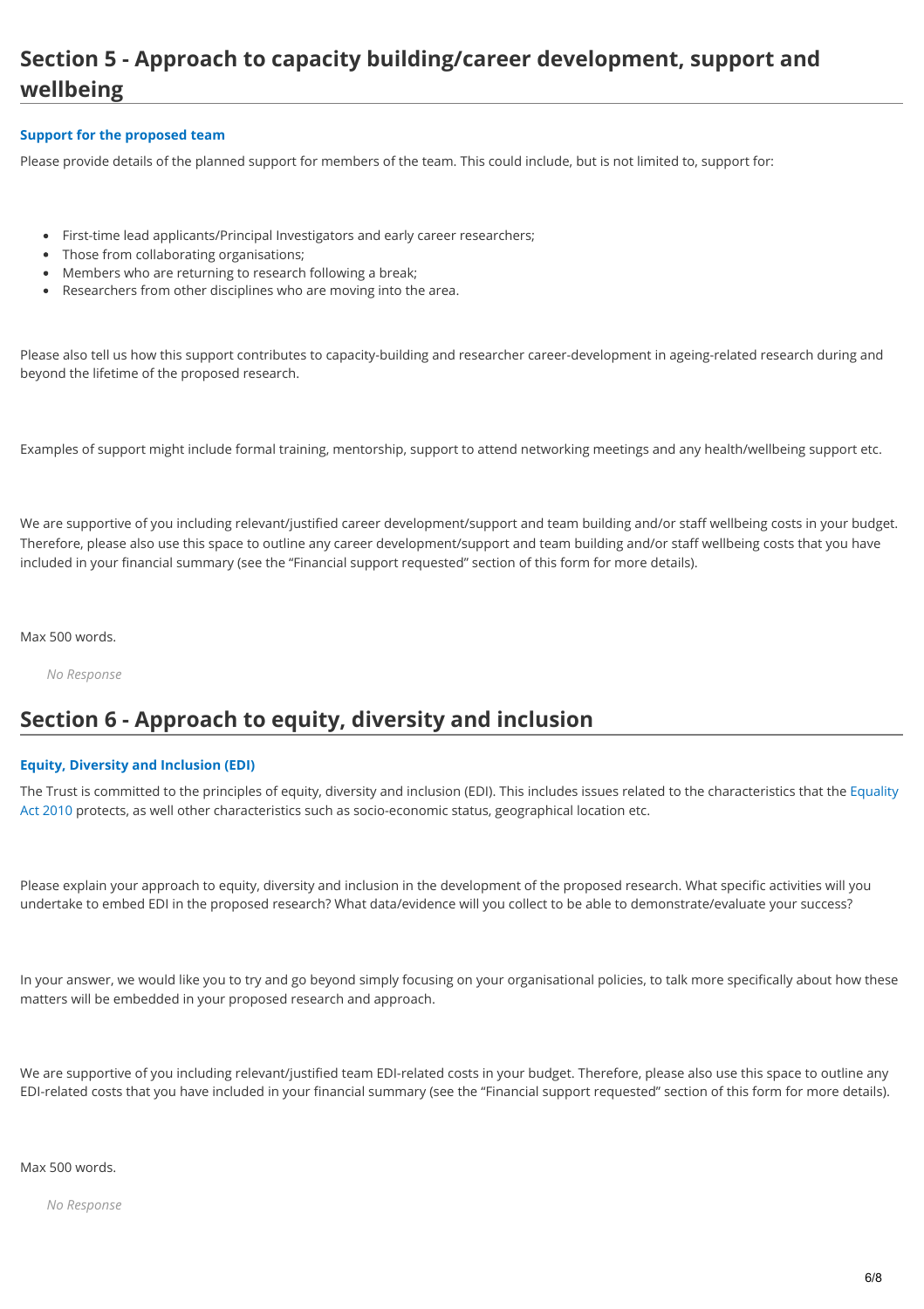## Section 5 - Approach to capacity building/career development, support and wellbeing

### Support for the proposed team

Please provide details of the planned support for members of the team. This could include, but is not limited to, support for:

- First-time lead applicants/Principal Investigators and early career researchers;
- Those from collaborating organisations;
- Members who are returning to research following a break;
- Researchers from other disciplines who are moving into the area.

Please also tell us how this support contributes to capacity-building and researcher career-development in ageing-related research during and beyond the lifetime of the proposed research.

Examples of support might include formal training, mentorship, support to attend networking meetings and any health/wellbeing support etc.

We are supportive of you including relevant/justified career development/support and team building and/or staff wellbeing costs in your budget. Therefore, please also use this space to outline any career development/support and team building and/or staff wellbeing costs that you have included in your financial summary (see the "Financial support requested" section of this form for more details).

Max 500 words.

*No Response*

## Section 6 - Approach to equity, diversity and inclusion

### Equity, Diversity and Inclusion (EDI)

The Trust is committed to the principles of equity, diversity and inclusion (EDI). This includes issues related to the characteristics that the Equality Act 2010 protects, as well other characteristics such as socio-economic status, geographical location etc.

Please explain your approach to equity, diversity and inclusion in the development of the proposed research. What specific activities will you undertake to embed EDI in the proposed research? What data/evidence will you collect to be able to demonstrate/evaluate your success?

In your answer, we would like you to try and go beyond simply focusing on your organisational policies, to talk more specifically about how these matters will be embedded in your proposed research and approach.

We are supportive of you including relevant/justified team EDI-related costs in your budget. Therefore, please also use this space to outline any EDI-related costs that you have included in your financial summary (see the "Financial support requested" section of this form for more details).

Max 500 words.

*No Response*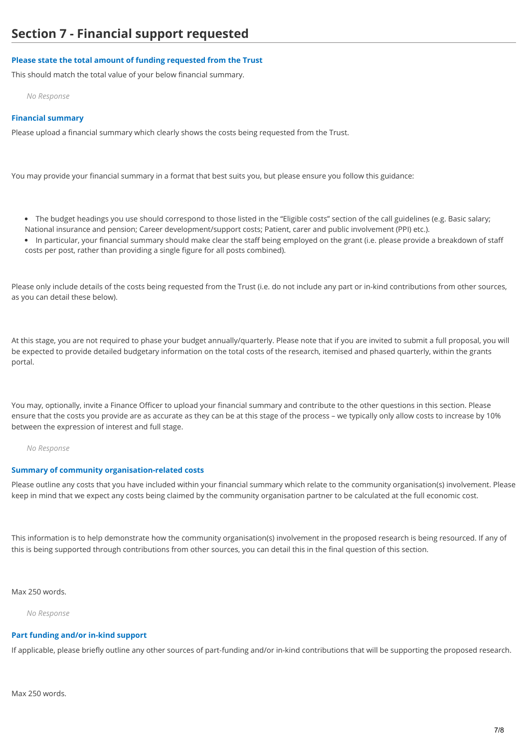## Section 7 - Financial support requested

### Please state the total amount of funding requested from the Trust

This should match the total value of your below financial summary.

*No Response*

### Financial summary

Please upload a financial summary which clearly shows the costs being requested from the Trust.

You may provide your financial summary in a format that best suits you, but please ensure you follow this guidance:

- The budget headings you use should correspond to those listed in the "Eligible costs" section of the call guidelines (e.g. Basic salary; National insurance and pension; Career development/support costs; Patient, carer and public involvement (PPI) etc.).
- In particular, your financial summary should make clear the staff being employed on the grant (i.e. please provide a breakdown of staff costs per post, rather than providing a single figure for all posts combined).

Please only include details of the costs being requested from the Trust (i.e. do not include any part or in-kind contributions from other sources, as you can detail these below).

At this stage, you are not required to phase your budget annually/quarterly. Please note that if you are invited to submit a full proposal, you will be expected to provide detailed budgetary information on the total costs of the research, itemised and phased quarterly, within the grants portal.

You may, optionally, invite a Finance Officer to upload your financial summary and contribute to the other questions in this section. Please ensure that the costs you provide are as accurate as they can be at this stage of the process – we typically only allow costs to increase by 10% between the expression of interest and full stage.

*No Response*

### Summary of community organisation-related costs

Please outline any costs that you have included within your financial summary which relate to the community organisation(s) involvement. Please keep in mind that we expect any costs being claimed by the community organisation partner to be calculated at the full economic cost.

This information is to help demonstrate how the community organisation(s) involvement in the proposed research is being resourced. If any of this is being supported through contributions from other sources, you can detail this in the final question of this section.

Max 250 words.

*No Response*

### Part funding and/or in-kind support

If applicable, please briefly outline any other sources of part-funding and/or in-kind contributions that will be supporting the proposed research.

Max 250 words.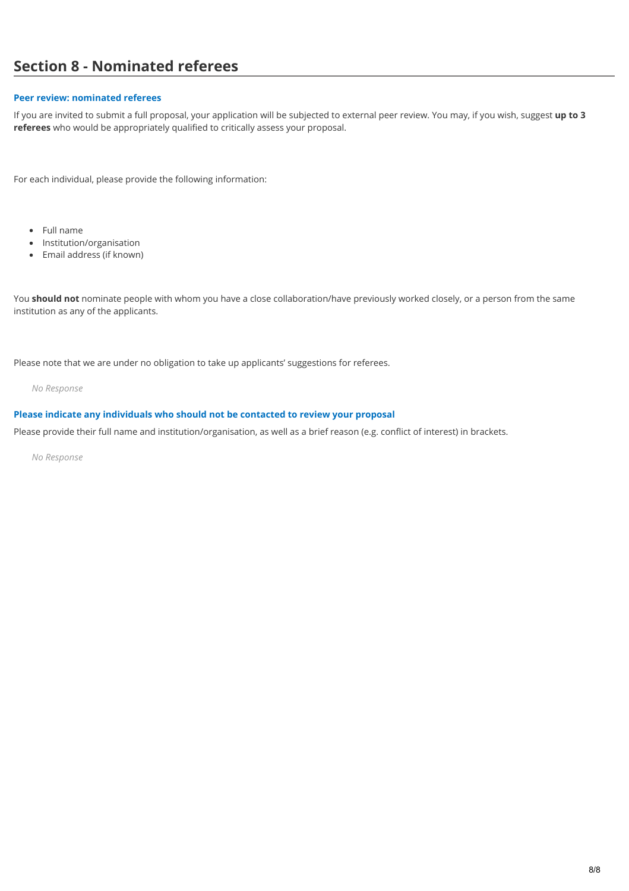## Section 8 - Nominated referees

### Peer review: nominated referees

If you are invited to submit a full proposal, your application will be subjected to external peer review. You may, if you wish, suggest **up to 3 referees** who would be appropriately qualified to critically assess your proposal.

For each individual, please provide the following information:

- Full name
- Institution/organisation
- Email address (if known)

You **should not** nominate people with whom you have a close collaboration/have previously worked closely, or a person from the same institution as any of the applicants.

Please note that we are under no obligation to take up applicants' suggestions for referees.

*No Response*

### Please indicate any individuals who should not be contacted to review your proposal

Please provide their full name and institution/organisation, as well as a brief reason (e.g. conflict of interest) in brackets.

*No Response*